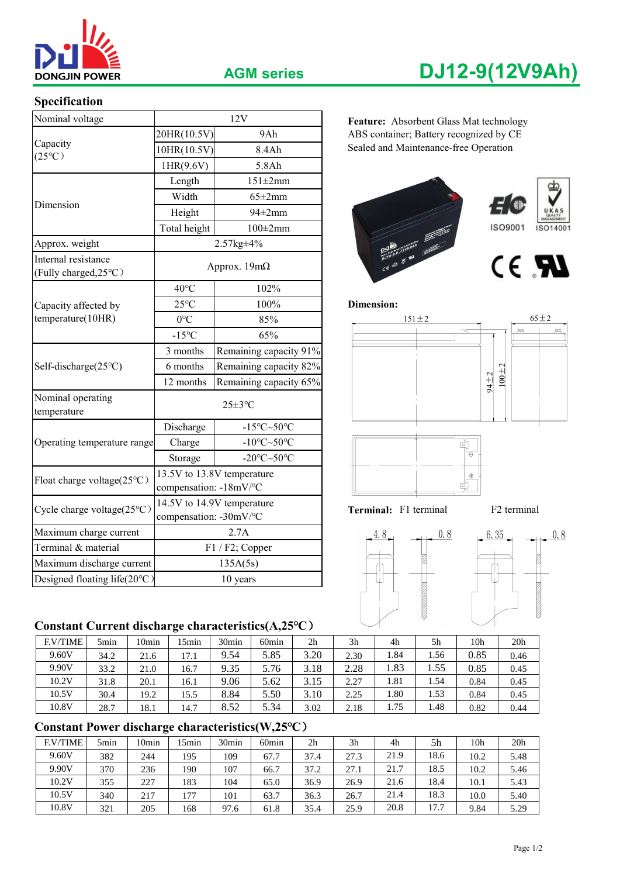DONGJIN POWER

AGM series

# DJ12-9(12V9Ah)

## Specification

| Nominal voltage | | 12V |
|---|---|---|
| Capacity (25℃) | 20HR(10.5V) | 9Ah |
| | 10HR(10.5V) | 8.4Ah |
| | 1HR(9.6V) | 5.8Ah |
| Dimension | Length | 151±2mm |
| | Width | 65±2mm |
| | Height | 94±2mm |
| | Total height | 100±2mm |
| Approx. weight | | 2.57kg±4% |
| Internal resistance (Fully charged,25℃) | | Approx. 19mΩ |
| Capacity affected by temperature(10HR) | 40℃ | 102% |
| | 25℃ | 100% |
| | 0℃ | 85% |
| | -15℃ | 65% |
| Self-discharge(25℃) | 3 months | Remaining capacity 91% |
| | 6 months | Remaining capacity 82% |
| | 12 months | Remaining capacity 65% |
| Nominal operating temperature | | 25±3℃ |
| Operating temperature range | Discharge | -15℃~50℃ |
| | Charge | -10℃~50℃ |
| | Storage | -20℃~50℃ |
| Float charge voltage(25℃) | | 13.5V to 13.8V temperature compensation: -18mV/℃ |
| Cycle charge voltage(25℃) | | 14.5V to 14.9V temperature compensation: -30mV/℃ |
| Maximum charge current | | 2.7A |
| Terminal & material | | F1 / F2; Copper |
| Maximum discharge current | | 135A(5s) |
| Designed floating life(20℃) | | 10 years |

**Feature:** Absorbent Glass Mat technology
ABS container; Battery recognized by CE
Sealed and Maintenance-free Operation

ISO9001 ISO14001

**Dimension:**

151±2 65±2 94±2 100±2

**Terminal:** F1 terminal F2 terminal

4.8 0.8 6.35 0.8

## Constant Current discharge characteristics(A,25℃)

| F.V/TIME | 5min | 10min | 15min | 30min | 60min | 2h | 3h | 4h | 5h | 10h | 20h |
|---|---|---|---|---|---|---|---|---|---|---|---|
| 9.60V | 34.2 | 21.6 | 17.1 | 9.54 | 5.85 | 3.20 | 2.30 | 1.84 | 1.56 | 0.85 | 0.46 |
| 9.90V | 33.2 | 21.0 | 16.7 | 9.35 | 5.76 | 3.18 | 2.28 | 1.83 | 1.55 | 0.85 | 0.45 |
| 10.2V | 31.8 | 20.1 | 16.1 | 9.06 | 5.62 | 3.15 | 2.27 | 1.81 | 1.54 | 0.84 | 0.45 |
| 10.5V | 30.4 | 19.2 | 15.5 | 8.84 | 5.50 | 3.10 | 2.25 | 1.80 | 1.53 | 0.84 | 0.45 |
| 10.8V | 28.7 | 18.1 | 14.7 | 8.52 | 5.34 | 3.02 | 2.18 | 1.75 | 1.48 | 0.82 | 0.44 |

## Constant Power discharge characteristics(W,25℃)

| F.V/TIME | 5min | 10min | 15min | 30min | 60min | 2h | 3h | 4h | 5h | 10h | 20h |
|---|---|---|---|---|---|---|---|---|---|---|---|
| 9.60V | 382 | 244 | 195 | 109 | 67.7 | 37.4 | 27.3 | 21.9 | 18.6 | 10.2 | 5.48 |
| 9.90V | 370 | 236 | 190 | 107 | 66.7 | 37.2 | 27.1 | 21.7 | 18.5 | 10.2 | 5.46 |
| 10.2V | 355 | 227 | 183 | 104 | 65.0 | 36.9 | 26.9 | 21.6 | 18.4 | 10.1 | 5.43 |
| 10.5V | 340 | 217 | 177 | 101 | 63.7 | 36.3 | 26.7 | 21.4 | 18.3 | 10.0 | 5.40 |
| 10.8V | 321 | 205 | 168 | 97.6 | 61.8 | 35.4 | 25.9 | 20.8 | 17.7 | 9.84 | 5.29 |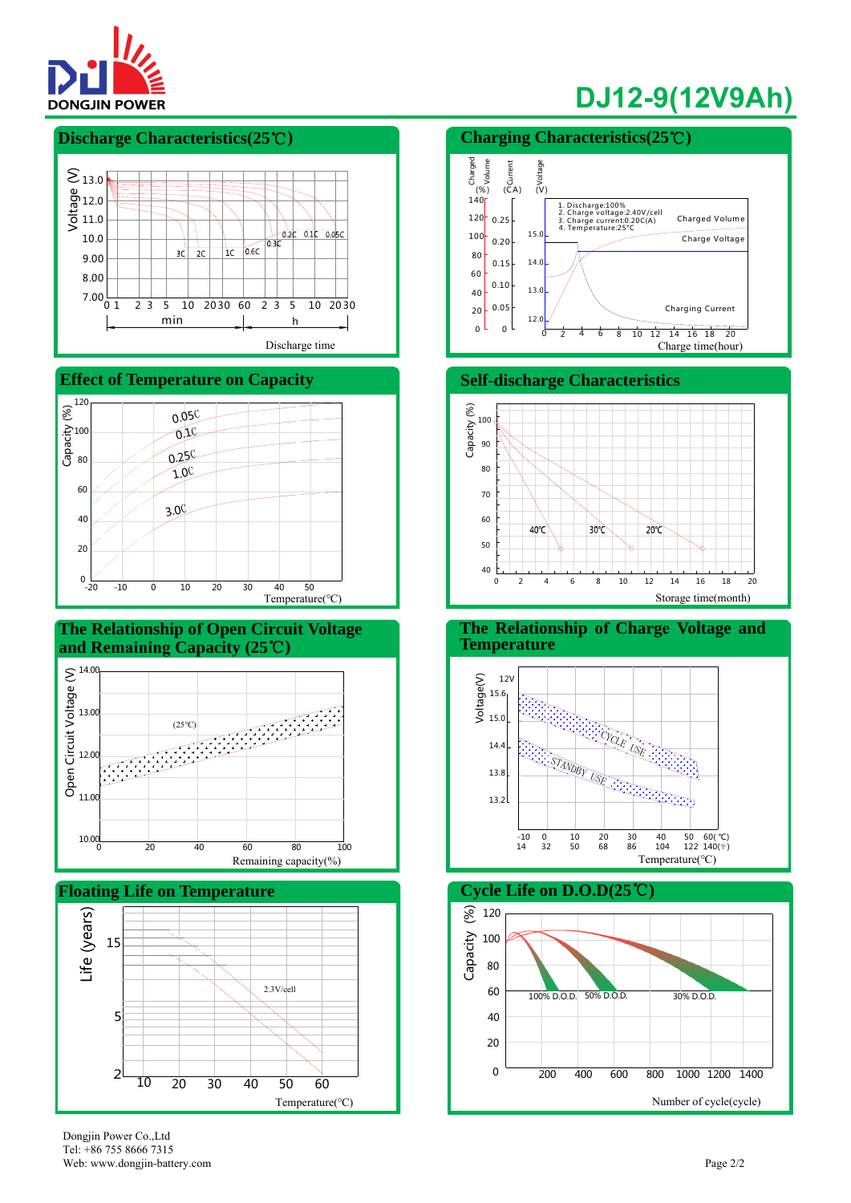DONGJIN POWER

# DJ12-9(12V9Ah)

## Discharge Characteristics(25℃)

Voltage (V)
13.0
12.0
11.0
10.0
9.00
8.00
7.00
0 1 2 3 5 10 20 30 60 2 3 5 10 20 30
min h
3C 2C 1C 0.6C 0.3C 0.2C 0.1C 0.05C
Discharge time

## Charging Characteristics(25℃)

Charged Volume (%) Current (CA) Voltage (V)
1. Discharge:100%
2. Charge voltage:2.40V/cell
3. Charge current:0.20C(A)
4. Temperature:25°C
Charged Volume
Charge Voltage
Charging Current
140 120 100 80 60 40 20 0
0.25 0.20 0.15 0.10 0.05 0
15.0 14.0 13.0 12.0
0 2 4 6 8 10 12 14 16 18 20
Charge time(hour)

## Effect of Temperature on Capacity

Capacity (%)
120 100 80 60 40 20 0
0.05C 0.1C 0.25C 1.0C 3.0C
-20 -10 0 10 20 30 40 50
Temperature(°C)

## Self-discharge Characteristics

Capacity (%)
100 90 80 70 60 50 40
40℃ 30℃ 20℃
0 2 4 6 8 10 12 14 16 18 20
Storage time(month)

## The Relationship of Open Circuit Voltage and Remaining Capacity (25℃)

Open Circuit Voltage (V)
14.00 13.00 12.00 11.00 10.00
(25°C)
0 20 40 60 80 100
Remaining capacity(%)

## The Relationship of Charge Voltage and Temperature

Voltage(V)
12V
15.6 15.0 14.4 13.8 13.2
CYCLE USE
STANDBY USE
-10 0 10 20 30 40 50 60(℃)
14 32 50 68 86 104 122 140(℉)
Temperature(°C)

## Floating Life on Temperature

Life (years)
15 5 2
2.3V/cell
10 20 30 40 50 60
Temperature(°C)

## Cycle Life on D.O.D(25℃)

Capacity (%)
120 100 80 60 40 20 0
100% D.O.D. 50% D.O.D. 30% D.O.D.
200 400 600 800 1000 1200 1400
Number of cycle(cycle)

Dongjin Power Co.,Ltd
Tel: +86 755 8666 7315
Web: www.dongjin-battery.com